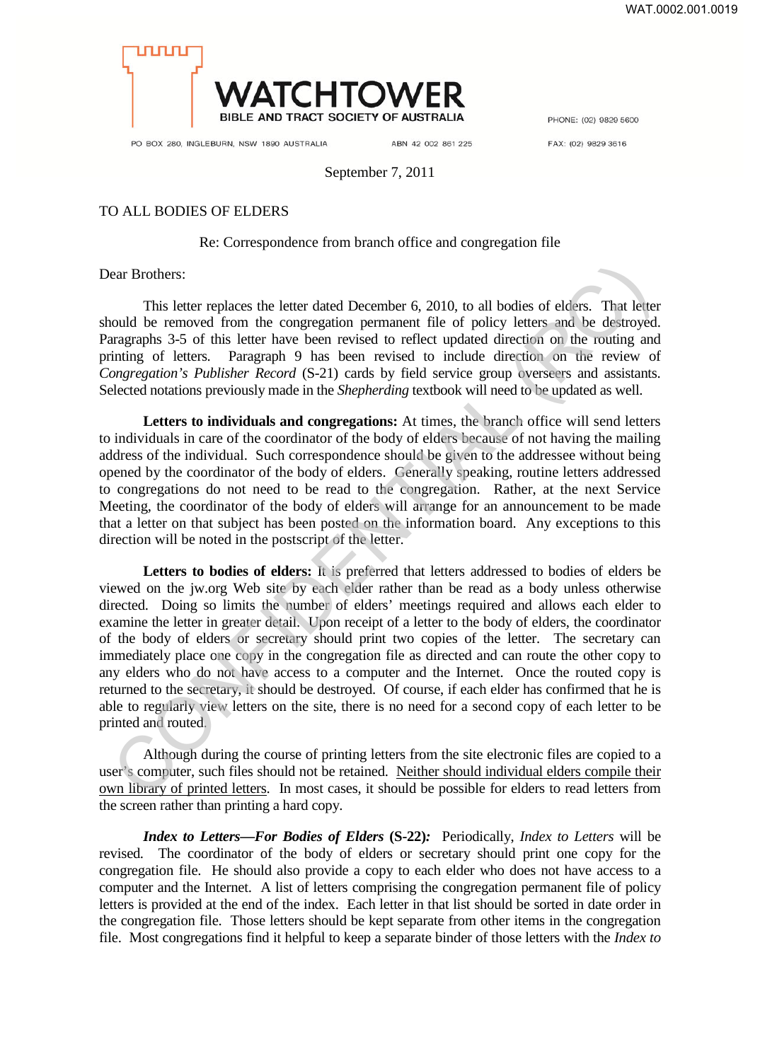**WATCHTOWER**
BIBLE AND TRACT SOCIETY OF AUSTRALIA

PO BOX 280, INGLEBURN, NSW 1890 AUSTRALIA ABN 42 002 861 225 PHONE: (02) 9829 5600 FAX: (02) 9829 3616

September 7, 2011

TO ALL BODIES OF ELDERS

Re: Correspondence from branch office and congregation file

Dear Brothers:

This letter replaces the letter dated December 6, 2010, to all bodies of elders. That letter should be removed from the congregation permanent file of policy letters and be destroyed. Paragraphs 3-5 of this letter have been revised to reflect updated direction on the routing and printing of letters. Paragraph 9 has been revised to include direction on the review of *Congregation's Publisher Record* (S-21) cards by field service group overseers and assistants. Selected notations previously made in the *Shepherding* textbook will need to be updated as well.

**Letters to individuals and congregations:** At times, the branch office will send letters to individuals in care of the coordinator of the body of elders because of not having the mailing address of the individual. Such correspondence should be given to the addressee without being opened by the coordinator of the body of elders. Generally speaking, routine letters addressed to congregations do not need to be read to the congregation. Rather, at the next Service Meeting, the coordinator of the body of elders will arrange for an announcement to be made that a letter on that subject has been posted on the information board. Any exceptions to this direction will be noted in the postscript of the letter.

**Letters to bodies of elders:** It is preferred that letters addressed to bodies of elders be viewed on the jw.org Web site by each elder rather than be read as a body unless otherwise directed. Doing so limits the number of elders' meetings required and allows each elder to examine the letter in greater detail. Upon receipt of a letter to the body of elders, the coordinator of the body of elders or secretary should print two copies of the letter. The secretary can immediately place one copy in the congregation file as directed and can route the other copy to any elders who do not have access to a computer and the Internet. Once the routed copy is returned to the secretary, it should be destroyed. Of course, if each elder has confirmed that he is able to regularly view letters on the site, there is no need for a second copy of each letter to be printed and routed.

Although during the course of printing letters from the site electronic files are copied to a user's computer, such files should not be retained. <u>Neither should individual elders compile their own library of printed letters</u>. In most cases, it should be possible for elders to read letters from the screen rather than printing a hard copy.

***Index to Letters—For Bodies of Elders* (S-22):** Periodically, *Index to Letters* will be revised. The coordinator of the body of elders or secretary should print one copy for the congregation file. He should also provide a copy to each elder who does not have access to a computer and the Internet. A list of letters comprising the congregation permanent file of policy letters is provided at the end of the index. Each letter in that list should be sorted in date order in the congregation file. Those letters should be kept separate from other items in the congregation file. Most congregations find it helpful to keep a separate binder of those letters with the *Index to*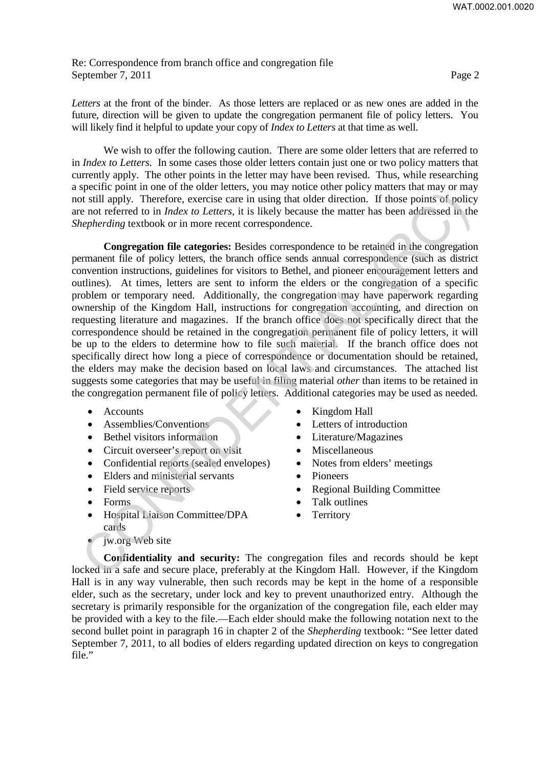*Letters* at the front of the binder. As those letters are replaced or as new ones are added in the future, direction will be given to update the congregation permanent file of policy letters. You will likely find it helpful to update your copy of *Index to Letters* at that time as well.

We wish to offer the following caution. There are some older letters that are referred to in *Index to Letters.* In some cases those older letters contain just one or two policy matters that currently apply. The other points in the letter may have been revised. Thus, while researching a specific point in one of the older letters, you may notice other policy matters that may or may not still apply. Therefore, exercise care in using that older direction. If those points of policy are not referred to in *Index to Letters,* it is likely because the matter has been addressed in the *Shepherding* textbook or in more recent correspondence.

**Congregation file categories:** Besides correspondence to be retained in the congregation permanent file of policy letters, the branch office sends annual correspondence (such as district convention instructions, guidelines for visitors to Bethel, and pioneer encouragement letters and outlines). At times, letters are sent to inform the elders or the congregation of a specific problem or temporary need. Additionally, the congregation may have paperwork regarding ownership of the Kingdom Hall, instructions for congregation accounting, and direction on requesting literature and magazines. If the branch office does not specifically direct that the correspondence should be retained in the congregation permanent file of policy letters, it will be up to the elders to determine how to file such material. If the branch office does not specifically direct how long a piece of correspondence or documentation should be retained, the elders may make the decision based on local laws and circumstances. The attached list suggests some categories that may be useful in filing material *other* than items to be retained in the congregation permanent file of policy letters. Additional categories may be used as needed.

- Accounts
- Assemblies/Conventions
- Bethel visitors information
- Circuit overseer's report on visit
- Confidential reports (sealed envelopes)
- Elders and ministerial servants
- Field service reports
- Forms
- Hospital Liaison Committee/DPA cards
- jw.org Web site
- Kingdom Hall
- Letters of introduction
- Literature/Magazines
- Miscellaneous
- Notes from elders' meetings
- Pioneers
- Regional Building Committee
- Talk outlines
- Territory

**Confidentiality and security:** The congregation files and records should be kept locked in a safe and secure place, preferably at the Kingdom Hall. However, if the Kingdom Hall is in any way vulnerable, then such records may be kept in the home of a responsible elder, such as the secretary, under lock and key to prevent unauthorized entry. Although the secretary is primarily responsible for the organization of the congregation file, each elder may be provided with a key to the file.—Each elder should make the following notation next to the second bullet point in paragraph 16 in chapter 2 of the *Shepherding* textbook: "See letter dated September 7, 2011, to all bodies of elders regarding updated direction on keys to congregation file."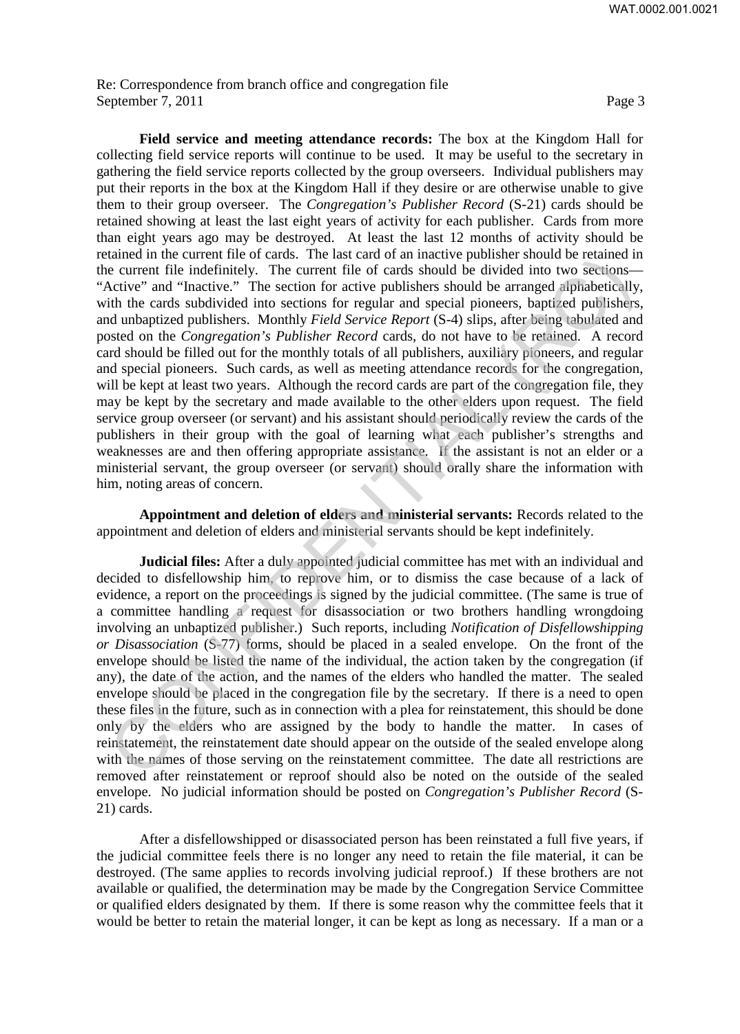**Field service and meeting attendance records:** The box at the Kingdom Hall for collecting field service reports will continue to be used. It may be useful to the secretary in gathering the field service reports collected by the group overseers. Individual publishers may put their reports in the box at the Kingdom Hall if they desire or are otherwise unable to give them to their group overseer. The *Congregation's Publisher Record* (S-21) cards should be retained showing at least the last eight years of activity for each publisher. Cards from more than eight years ago may be destroyed. At least the last 12 months of activity should be retained in the current file of cards. The last card of an inactive publisher should be retained in the current file indefinitely. The current file of cards should be divided into two sections—"Active" and "Inactive." The section for active publishers should be arranged alphabetically, with the cards subdivided into sections for regular and special pioneers, baptized publishers, and unbaptized publishers. Monthly *Field Service Report* (S-4) slips, after being tabulated and posted on the *Congregation's Publisher Record* cards, do not have to be retained. A record card should be filled out for the monthly totals of all publishers, auxiliary pioneers, and regular and special pioneers. Such cards, as well as meeting attendance records for the congregation, will be kept at least two years. Although the record cards are part of the congregation file, they may be kept by the secretary and made available to the other elders upon request. The field service group overseer (or servant) and his assistant should periodically review the cards of the publishers in their group with the goal of learning what each publisher's strengths and weaknesses are and then offering appropriate assistance. If the assistant is not an elder or a ministerial servant, the group overseer (or servant) should orally share the information with him, noting areas of concern.

**Appointment and deletion of elders and ministerial servants:** Records related to the appointment and deletion of elders and ministerial servants should be kept indefinitely.

**Judicial files:** After a duly appointed judicial committee has met with an individual and decided to disfellowship him, to reprove him, or to dismiss the case because of a lack of evidence, a report on the proceedings is signed by the judicial committee. (The same is true of a committee handling a request for disassociation or two brothers handling wrongdoing involving an unbaptized publisher.) Such reports, including *Notification of Disfellowshipping or Disassociation* (S-77) forms, should be placed in a sealed envelope. On the front of the envelope should be listed the name of the individual, the action taken by the congregation (if any), the date of the action, and the names of the elders who handled the matter. The sealed envelope should be placed in the congregation file by the secretary. If there is a need to open these files in the future, such as in connection with a plea for reinstatement, this should be done only by the elders who are assigned by the body to handle the matter. In cases of reinstatement, the reinstatement date should appear on the outside of the sealed envelope along with the names of those serving on the reinstatement committee. The date all restrictions are removed after reinstatement or reproof should also be noted on the outside of the sealed envelope. No judicial information should be posted on *Congregation's Publisher Record* (S-21) cards.

After a disfellowshipped or disassociated person has been reinstated a full five years, if the judicial committee feels there is no longer any need to retain the file material, it can be destroyed. (The same applies to records involving judicial reproof.) If these brothers are not available or qualified, the determination may be made by the Congregation Service Committee or qualified elders designated by them. If there is some reason why the committee feels that it would be better to retain the material longer, it can be kept as long as necessary. If a man or a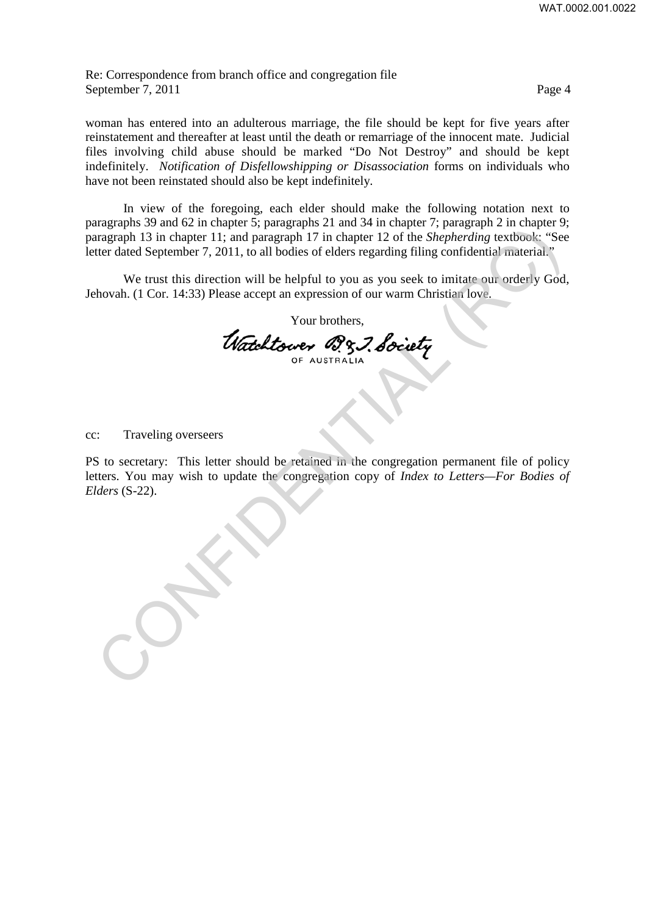woman has entered into an adulterous marriage, the file should be kept for five years after reinstatement and thereafter at least until the death or remarriage of the innocent mate. Judicial files involving child abuse should be marked "Do Not Destroy" and should be kept indefinitely. *Notification of Disfellowshipping or Disassociation* forms on individuals who have not been reinstated should also be kept indefinitely.

In view of the foregoing, each elder should make the following notation next to paragraphs 39 and 62 in chapter 5; paragraphs 21 and 34 in chapter 7; paragraph 2 in chapter 9; paragraph 13 in chapter 11; and paragraph 17 in chapter 12 of the *Shepherding* textbook: "See letter dated September 7, 2011, to all bodies of elders regarding filing confidential material."

We trust this direction will be helpful to you as you seek to imitate our orderly God, Jehovah. (1 Cor. 14:33) Please accept an expression of our warm Christian love.

Your brothers,

Watchtower B. & T. Society
OF AUSTRALIA

cc: Traveling overseers

PS to secretary: This letter should be retained in the congregation permanent file of policy letters. You may wish to update the congregation copy of *Index to Letters—For Bodies of Elders* (S-22).